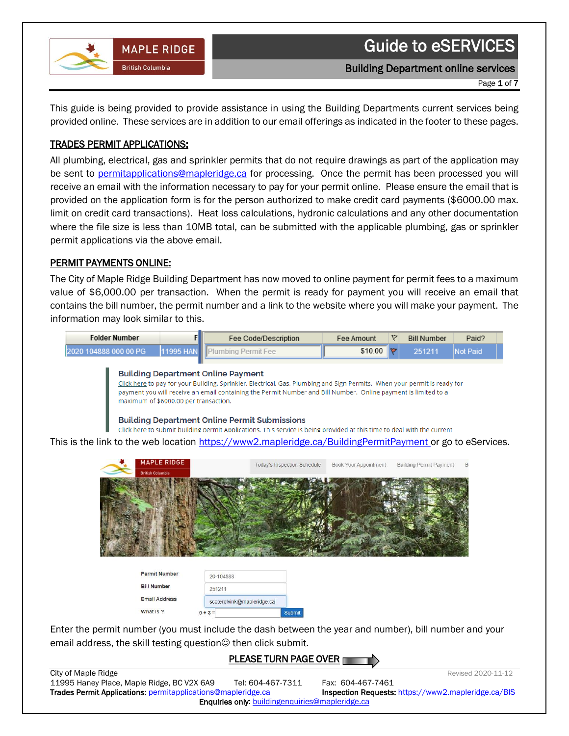# Guide to eSERVICES

## Building Department online services

This guide is being provided to provide assistance in using the Building Departments current services being provided online. These services are in addition to our email offerings as indicated in the footer to these pages.

### TRADES PERMIT APPLICATIONS:

All plumbing, electrical, gas and sprinkler permits that do not require drawings as part of the application may be sent to permitapplications@mapleridge.ca for processing. Once the permit has been processed you will receive an email with the information necessary to pay for your permit online. Please ensure the email that is provided on the application form is for the person authorized to make credit card payments ($6000.00 max. limit on credit card transactions). Heat loss calculations, hydronic calculations and any other documentation where the file size is less than 10MB total, can be submitted with the applicable plumbing, gas or sprinkler permit applications via the above email.

### PERMIT PAYMENTS ONLINE:

The City of Maple Ridge Building Department has now moved to online payment for permit fees to a maximum value of $6,000.00 per transaction. When the permit is ready for payment you will receive an email that contains the bill number, the permit number and a link to the website where you will make your payment. The information may look similar to this.

| Folder Number | F | Fee Code/Description | Fee Amount | | Bill Number | Paid? |
|---|---|---|---|---|---|---|
| 2020 104888 000 00 PG | 11995 HAN | Plumbing Permit Fee | $10.00 | | 251211 | Not Paid |

**Building Department Online Payment**
Click here to pay for your Building, Sprinkler, Electrical, Gas, Plumbing and Sign Permits. When your permit is ready for payment you will receive an email containing the Permit Number and Bill Number. Online payment is limited to a maximum of $6000.00 per transaction.

**Building Department Online Permit Submissions**
Click here to submit building permit Applications. This service is being provided at this time to deal with the current

This is the link to the web location https://www2.mapleridge.ca/BuildingPermitPayment or go to eServices.

MAPLE RIDGE British Columbia | Today's Inspection Schedule | Book Your Appointment | Building Permit Payment

| | |
|---|---|
| Permit Number | 20-104888 |
| Bill Number | 251211 |
| Email Address | scoterolvink@mapleridge.ca |
| What is ? | 0 + 3 = [ ] Submit |

Enter the permit number (you must include the dash between the year and number), bill number and your email address, the skill testing question☺ then click submit.

**PLEASE TURN PAGE OVER**

City of Maple Ridge
11995 Haney Place, Maple Ridge, BC V2X 6A9 Tel: 604-467-7311 Fax: 604-467-7461
**Trades Permit Applications:** permitapplications@mapleridge.ca **Inspection Requests:** https://www2.mapleridge.ca/BIS
**Enquiries only:** buildingenquiries@mapleridge.ca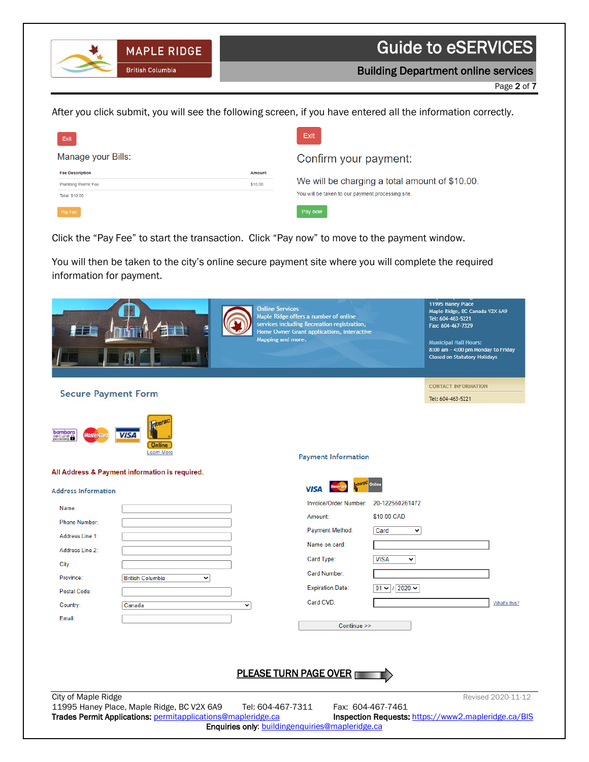After you click submit, you will see the following screen, if you have entered all the information correctly.

Exit

Manage your Bills:

| Fee Description | Amount |
| --- | --- |
| Plumbing Permit Fee | $10.00 |

Total: $10.00

Pay Fee

Exit

Confirm your payment:

We will be charging a total amount of $10.00.

You will be taken to our payment processing site.

Pay now

Click the "Pay Fee" to start the transaction. Click "Pay now" to move to the payment window.

You will then be taken to the city's online secure payment site where you will complete the required information for payment.

Online Services
Maple Ridge offers a number of online services including Recreation registration, Home Owner Grant applications, interactive Mapping and more.

11995 Haney Place
Maple Ridge, BC Canada V2X 6A9
Tel: 604-463-5221
Fax: 604-467-7329

Municipal Hall Hours:
8:00 am - 4:00 pm Monday to Friday
Closed on Statutory Holidays

Secure Payment Form

CONTACT INFORMATION
Tel: 604-463-5221

Learn More

All Address & Payment information is required.

Address Information

- Name:
- Phone Number:
- Address Line 1:
- Address Line 2:
- City:
- Province: British Columbia
- Postal Code:
- Country: Canada
- Email:

Payment Information

- Invoice/Order Number: 20-122560261472
- Amount: $10.00 CAD
- Payment Method: Card
- Name on card:
- Card Type: VISA
- Card Number:
- Expiration Date: 01 / 2020
- Card CVD: What's this?

Continue >>

**PLEASE TURN PAGE OVER**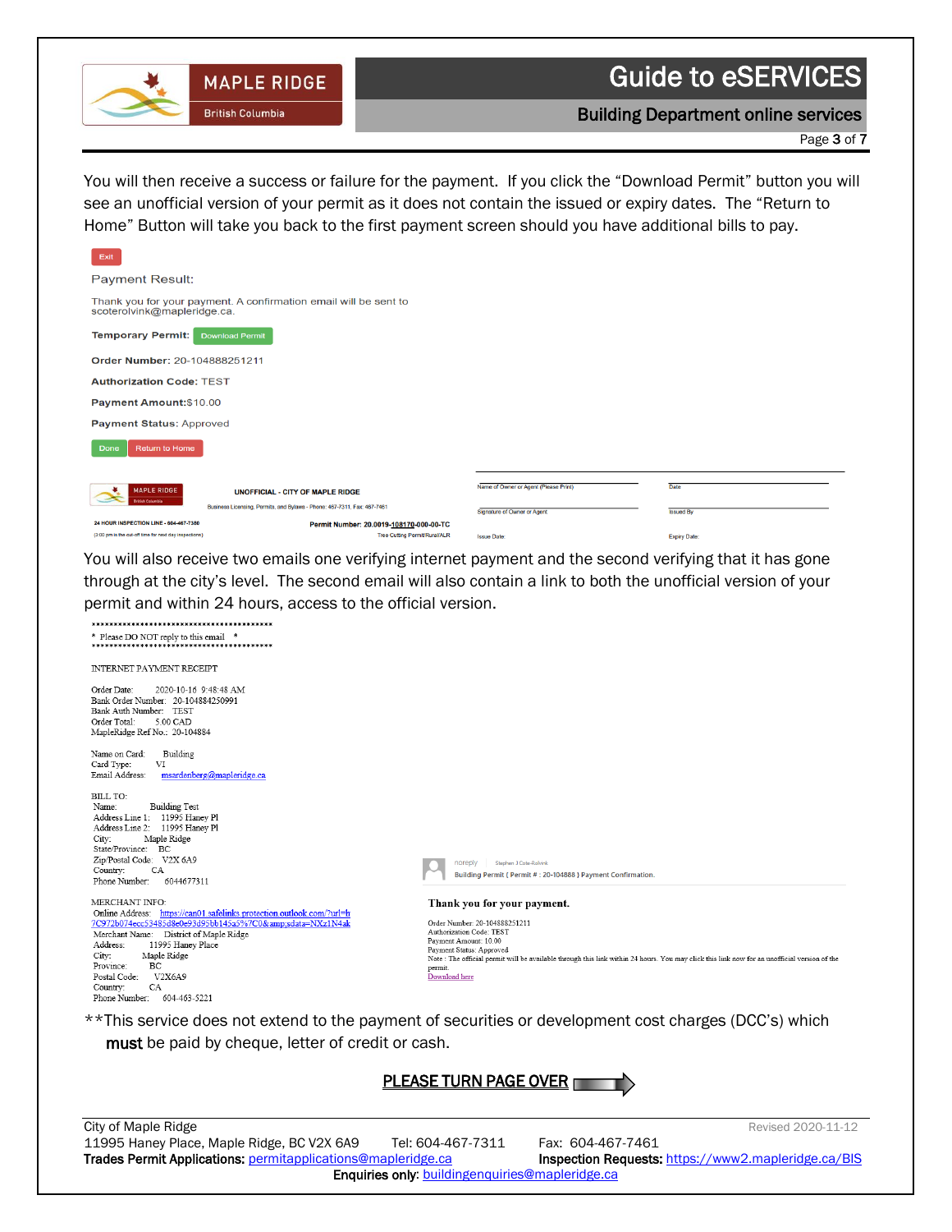You will then receive a success or failure for the payment. If you click the "Download Permit" button you will see an unofficial version of your permit as it does not contain the issued or expiry dates. The "Return to Home" Button will take you back to the first payment screen should you have additional bills to pay.

Exit

Payment Result:

Thank you for your payment. A confirmation email will be sent to scoterolvink@mapleridge.ca.

**Temporary Permit:** Download Permit

**Order Number:** 20-104888251211

**Authorization Code:** TEST

**Payment Amount:**$10.00

**Payment Status:** Approved

Done | Return to Home

MAPLE RIDGE British Columbia

**UNOFFICIAL - CITY OF MAPLE RIDGE**

Business Licensing, Permits, and Bylaws - Phone: 467-7311, Fax: 467-7461

**24 HOUR INSPECTION LINE - 604-467-7380**

(3:00 pm is the cut-off time for next day inspections)

**Permit Number: 20.0019-108170-000-00-TC**

Tree Cutting Permit/Rural/ALR

Name of Owner or Agent (Please Print) | Date

Signature of Owner or Agent | Issued By

Issue Date | Expiry Date

You will also receive two emails one verifying internet payment and the second verifying that it has gone through at the city's level. The second email will also contain a link to both the unofficial version of your permit and within 24 hours, access to the official version.

```
*******************************************
*  Please DO NOT reply to this email   *
*******************************************

INTERNET PAYMENT RECEIPT

Order Date:         2020-10-16  9:48:48 AM
Bank Order Number:  20-104884250991
Bank Auth Number:   TEST
Order Total:        5.00 CAD
MapleRidge Ref No.: 20-104884

Name on Card:   Building
Card Type:      VI
Email Address:  msardenberg@mapleridge.ca

BILL TO:
 Name:            Building Test
 Address Line 1:  11995 Haney Pl
 Address Line 2:  11995 Haney Pl
 City:            Maple Ridge
 State/Province:  BC
 Zip/Postal Code: V2X 6A9
 Country:         CA
 Phone Number:    6044677311

MERCHANT INFO:
 Online Address:  https://can01.safelinks.protection.outlook.com/?url=h
7C972b074ecc53485d8e0e93d95bb145a5%7C0&amp;sdata=NXz1N4ak
 Merchant Name:   District of Maple Ridge
 Address:         11995 Haney Place
 City:            Maple Ridge
 Province:        BC
 Postal Code:     V2X6A9
 Country:         CA
 Phone Number:    604-463-5221
```

noreply | Stephen J Cote-Rolvink

Building Permit ( Permit # : 20-104888 ) Payment Confirmation.

**Thank you for your payment.**

Order Number: 20-104888251211
Authorization Code: TEST
Payment Amount: 10.00
Payment Status: Approved
Note : The official permit will be available through this link within 24 hours. You may click this link now for an unofficial version of the permit.
Download here

**This service does not extend to the payment of securities or development cost charges (DCC's) which **must** be paid by cheque, letter of credit or cash.

**PLEASE TURN PAGE OVER**

City of Maple Ridge
11995 Haney Place, Maple Ridge, BC V2X 6A9 Tel: 604-467-7311 Fax: 604-467-7461
**Trades Permit Applications:** permitapplications@mapleridge.ca **Inspection Requests:** https://www2.mapleridge.ca/BIS
**Enquiries only:** buildingenquiries@mapleridge.ca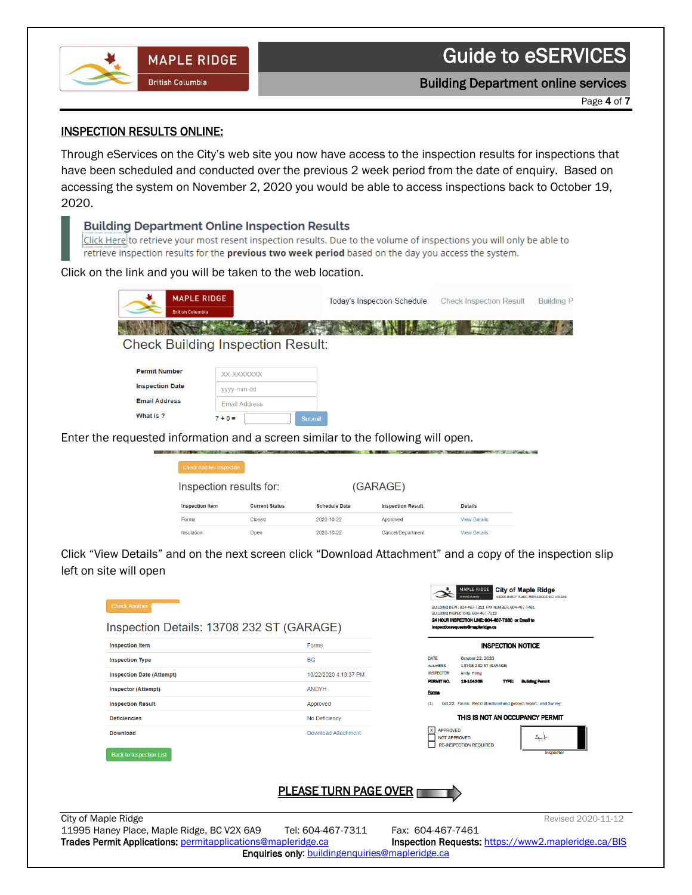## INSPECTION RESULTS ONLINE:

Through eServices on the City's web site you now have access to the inspection results for inspections that have been scheduled and conducted over the previous 2 week period from the date of enquiry. Based on accessing the system on November 2, 2020 you would be able to access inspections back to October 19, 2020.

> **Building Department Online Inspection Results**
> Click Here to retrieve your most resent inspection results. Due to the volume of inspections you will only be able to retrieve inspection results for the **previous two week period** based on the day you access the system.

Click on the link and you will be taken to the web location.

Today's Inspection Schedule | Check Inspection Result | Building P

### Check Building Inspection Result:

| | |
|---|---|
| **Permit Number** | XX-XXXXXXX |
| **Inspection Date** | yyyy-mm-dd |
| **Email Address** | Email Address |
| **What is ?** | 7 + 0 = [ ] Submit |

Enter the requested information and a screen similar to the following will open.

Check Another Inspection

Inspection results for: (GARAGE)

| Inspection Item | Current Status | Schedule Date | Inspection Result | Details |
|---|---|---|---|---|
| Forms | Closed | 2020-10-22 | Approved | View Details |
| Insulation | Open | 2020-10-22 | Cancel/Department | View Details |

Click "View Details" and on the next screen click "Download Attachment" and a copy of the inspection slip left on site will open

Check Another I

Inspection Details: 13708 232 ST (GARAGE)

| | |
|---|---|
| Inspection Item | Forms |
| Inspection Type | BG |
| Inspection Date (Attempt) | 10/22/2020 4:13:37 PM |
| Inspector (Attempt) | ANDYH |
| Inspection Result | Approved |
| Deficiencies | No Deficiency |
| Download | Download Attachment |

Back to Inspection List

**City of Maple Ridge**
11995 HANEY PLACE, MAPLE RIDGE B.C. V2X6A9

BUILDING DEPT: 604-467-7311 FAX NUMBER: 604-467-7461
BUILDING INSPECTORS: 604-467-7312
**24 HOUR INSPECTION LINE: 604-467-7380 or Email to inspectionrequests@mapleridge.ca**

**INSPECTION NOTICE**

| | |
|---|---|
| DATE | October 22, 2020 |
| ADDRESS | 13708 232 ST (GARAGE) |
| INSPECTOR | Andy Hong |
| **PERMIT NO.** | **19-104368** |
| **TYPE:** | **Building Permit** |

**Forms**

(1) Oct 22. Forms. Rec'd Structural and geotech report. and Survey

**THIS IS NOT AN OCCUPANCY PERMIT**

- [x] APPROVED
- [ ] NOT APPROVED
- [ ] RE-INSPECTION REQUIRED

Inspector

**PLEASE TURN PAGE OVER**

City of Maple Ridge
11995 Haney Place, Maple Ridge, BC V2X 6A9 Tel: 604-467-7311 Fax: 604-467-7461
**Trades Permit Applications:** permitapplications@mapleridge.ca **Inspection Requests:** https://www2.mapleridge.ca/BIS
**Enquiries only:** buildingenquiries@mapleridge.ca

Revised 2020-11-12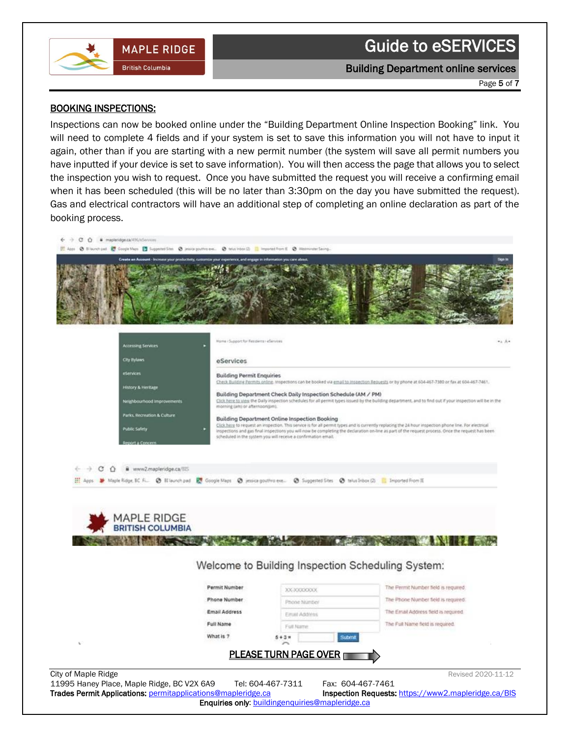## BOOKING INSPECTIONS:

Inspections can now be booked online under the "Building Department Online Inspection Booking" link. You will need to complete 4 fields and if your system is set to save this information you will not have to input it again, other than if you are starting with a new permit number (the system will save all permit numbers you have inputted if your device is set to save information). You will then access the page that allows you to select the inspection you wish to request. Once you have submitted the request you will receive a confirming email when it has been scheduled (this will be no later than 3:30pm on the day you have submitted the request). Gas and electrical contractors will have an additional step of completing an online declaration as part of the booking process.

**PLEASE TURN PAGE OVER**

City of Maple Ridge
11995 Haney Place, Maple Ridge, BC V2X 6A9    Tel: 604-467-7311    Fax: 604-467-7461
**Trades Permit Applications:** permitapplications@mapleridge.ca    **Inspection Requests:** https://www2.mapleridge.ca/BIS
**Enquiries only:** buildingenquiries@mapleridge.ca

Revised 2020-11-12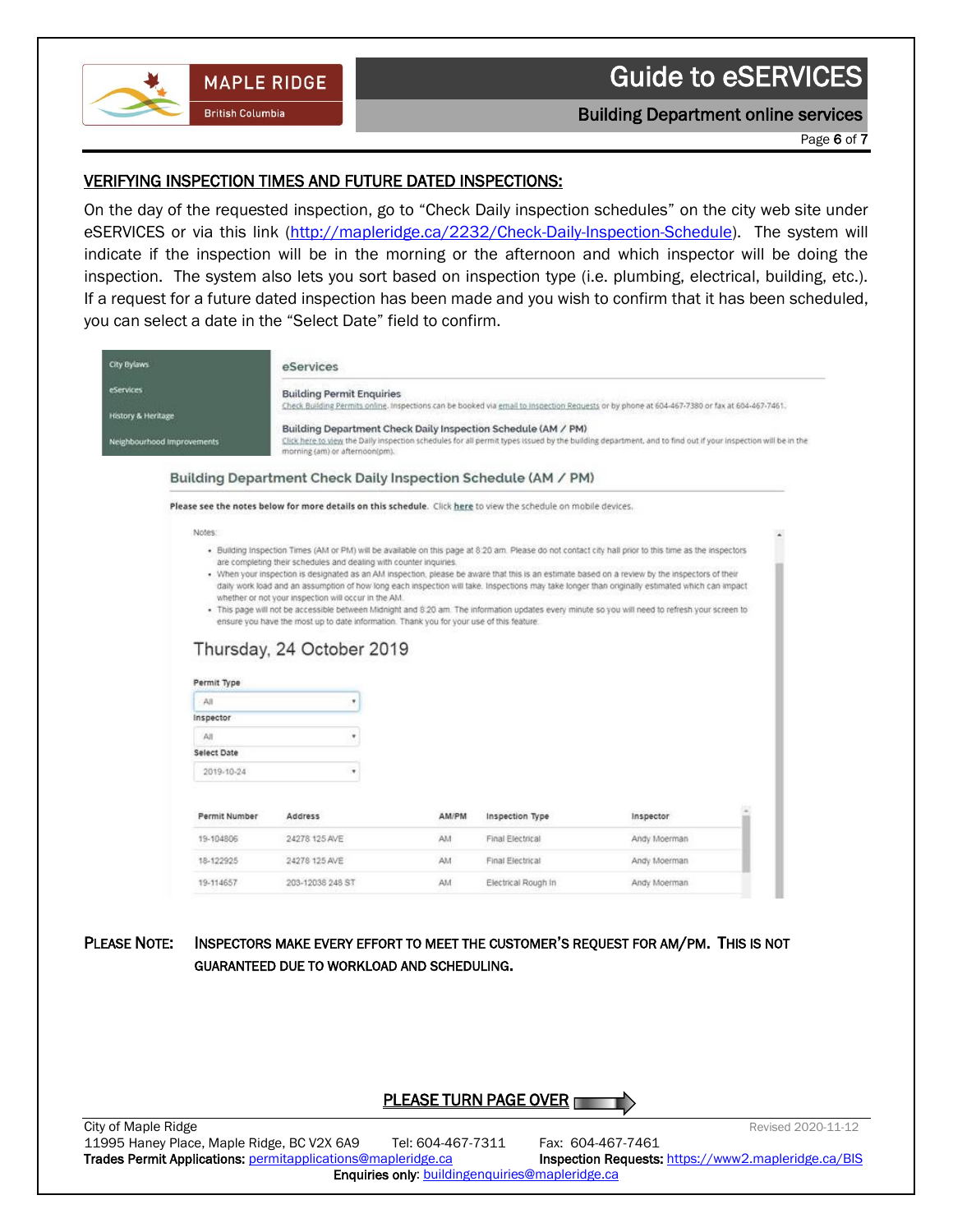## VERIFYING INSPECTION TIMES AND FUTURE DATED INSPECTIONS:

On the day of the requested inspection, go to "Check Daily inspection schedules" on the city web site under eSERVICES or via this link (http://mapleridge.ca/2232/Check-Daily-Inspection-Schedule). The system will indicate if the inspection will be in the morning or the afternoon and which inspector will be doing the inspection. The system also lets you sort based on inspection type (i.e. plumbing, electrical, building, etc.). If a request for a future dated inspection has been made and you wish to confirm that it has been scheduled, you can select a date in the "Select Date" field to confirm.

City Bylaws
eServices
History & Heritage
Neighbourhood Improvements

**eServices**

**Building Permit Enquiries**
Check Building Permits online. Inspections can be booked via email to Inspection Requests or by phone at 604-467-7380 or fax at 604-467-7461.

**Building Department Check Daily Inspection Schedule (AM / PM)**
Click here to view the Daily inspection schedules for all permit types issued by the building department, and to find out if your inspection will be in the morning (am) or afternoon(pm).

**Building Department Check Daily Inspection Schedule (AM / PM)**

**Please see the notes below for more details on this schedule.** Click **here** to view the schedule on mobile devices.

Notes:

- Building Inspection Times (AM or PM) will be available on this page at 8:20 am. Please do not contact city hall prior to this time as the inspectors are completing their schedules and dealing with counter inquiries.
- When your inspection is designated as an AM inspection, please be aware that this is an estimate based on a review by the inspectors of their daily work load and an assumption of how long each inspection will take. Inspections may take longer than originally estimated which can impact whether or not your inspection will occur in the AM.
- This page will not be accessible between Midnight and 8:20 am. The information updates every minute so you will need to refresh your screen to ensure you have the most up to date information. Thank you for your use of this feature.

Thursday, 24 October 2019

Permit Type: All
Inspector: All
Select Date: 2019-10-24

| Permit Number | Address | AM/PM | Inspection Type | Inspector |
|---|---|---|---|---|
| 19-104806 | 24278 125 AVE | AM | Final Electrical | Andy Moerman |
| 18-122925 | 24278 125 AVE | AM | Final Electrical | Andy Moerman |
| 19-114657 | 203-12038 248 ST | AM | Electrical Rough In | Andy Moerman |

**PLEASE NOTE:** INSPECTORS MAKE EVERY EFFORT TO MEET THE CUSTOMER'S REQUEST FOR AM/PM. THIS IS NOT GUARANTEED DUE TO WORKLOAD AND SCHEDULING.

PLEASE TURN PAGE OVER

City of Maple Ridge
11995 Haney Place, Maple Ridge, BC V2X 6A9 Tel: 604-467-7311 Fax: 604-467-7461
**Trades Permit Applications:** permitapplications@mapleridge.ca **Inspection Requests:** https://www2.mapleridge.ca/BIS
**Enquiries only:** buildingenquiries@mapleridge.ca
Revised 2020-11-12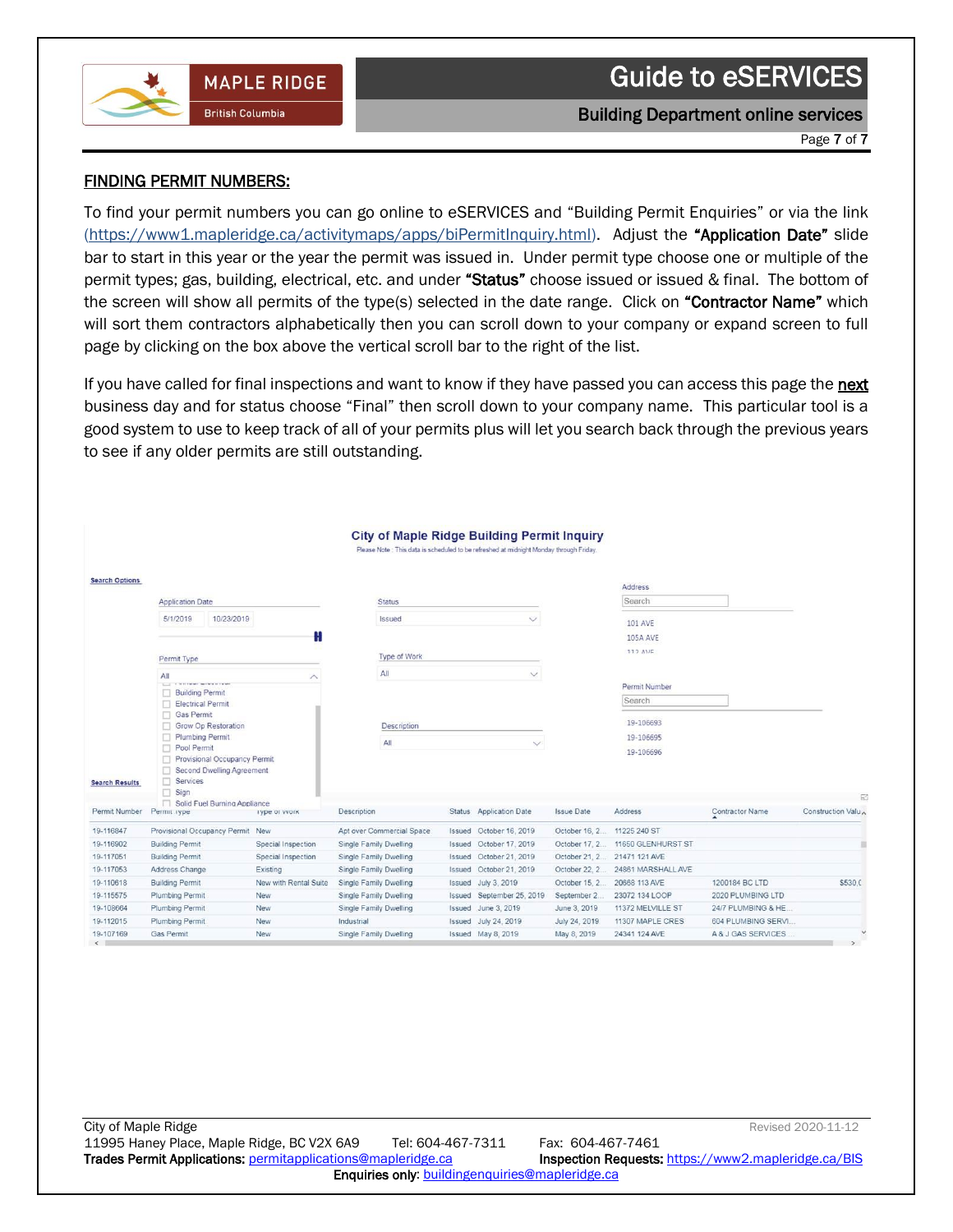## FINDING PERMIT NUMBERS:

To find your permit numbers you can go online to eSERVICES and "Building Permit Enquiries" or via the link (https://www1.mapleridge.ca/activitymaps/apps/biPermitInquiry.html). Adjust the **"Application Date"** slide bar to start in this year or the year the permit was issued in. Under permit type choose one or multiple of the permit types; gas, building, electrical, etc. and under **"Status"** choose issued or issued & final. The bottom of the screen will show all permits of the type(s) selected in the date range. Click on **"Contractor Name"** which will sort them contractors alphabetically then you can scroll down to your company or expand screen to full page by clicking on the box above the vertical scroll bar to the right of the list.

If you have called for final inspections and want to know if they have passed you can access this page the **next** business day and for status choose "Final" then scroll down to your company name. This particular tool is a good system to use to keep track of all of your permits plus will let you search back through the previous years to see if any older permits are still outstanding.

City of Maple Ridge Building Permit Inquiry

Please Note: This data is scheduled to be refreshed at midnight Monday through Friday.

Search Options

Application Date: 5/1/2019 – 10/23/2019

Status: Issued

Address: Search — 101 AVE, 105A AVE, 112 AVE

Permit Type: All — Building Permit, Electrical Permit, Gas Permit, Grow Op Restoration, Plumbing Permit, Pool Permit, Provisional Occupancy Permit, Second Dwelling Agreement, Services, Sign, Solid Fuel Burning Appliance

Type of Work: All

Permit Number: Search — 19-106693, 19-106695, 19-106696

Description: All

Search Results

| Permit Number | Permit Type | Type of Work | Description | Status | Application Date | Issue Date | Address | Contractor Name | Construction Valu... |
|---|---|---|---|---|---|---|---|---|---|
| 19-116847 | Provisional Occupancy Permit | New | Apt over Commercial Space | Issued | October 16, 2019 | October 16, 2... | 11225 240 ST | | |
| 19-116902 | Building Permit | Special Inspection | Single Family Dwelling | Issued | October 17, 2019 | October 17, 2... | 11650 GLENHURST ST | | |
| 19-117051 | Building Permit | Special Inspection | Single Family Dwelling | Issued | October 21, 2019 | October 21, 2... | 21471 121 AVE | | |
| 19-117053 | Address Change | Existing | Single Family Dwelling | Issued | October 21, 2019 | October 22, 2... | 24861 MARSHALL AVE | | |
| 19-110618 | Building Permit | New with Rental Suite | Single Family Dwelling | Issued | July 3, 2019 | October 15, 2... | 20668 113 AVE | 1200184 BC LTD | $530,( |
| 19-115575 | Plumbing Permit | New | Single Family Dwelling | Issued | September 25, 2019 | September 2... | 23072 134 LOOP | 2020 PLUMBING LTD | |
| 19-108664 | Plumbing Permit | New | Single Family Dwelling | Issued | June 3, 2019 | June 3, 2019 | 11372 MELVILLE ST | 24/7 PLUMBING & HE... | |
| 19-112015 | Plumbing Permit | New | Industrial | Issued | July 24, 2019 | July 24, 2019 | 11307 MAPLE CRES | 604 PLUMBING SERVI... | |
| 19-107169 | Gas Permit | New | Single Family Dwelling | Issued | May 8, 2019 | May 8, 2019 | 24341 124 AVE | A & J GAS SERVICES ... | |

City of Maple Ridge
11995 Haney Place, Maple Ridge, BC V2X 6A9 Tel: 604-467-7311 Fax: 604-467-7461
**Trades Permit Applications:** permitapplications@mapleridge.ca **Inspection Requests:** https://www2.mapleridge.ca/BIS
**Enquiries only:** buildingenquiries@mapleridge.ca

Revised 2020-11-12